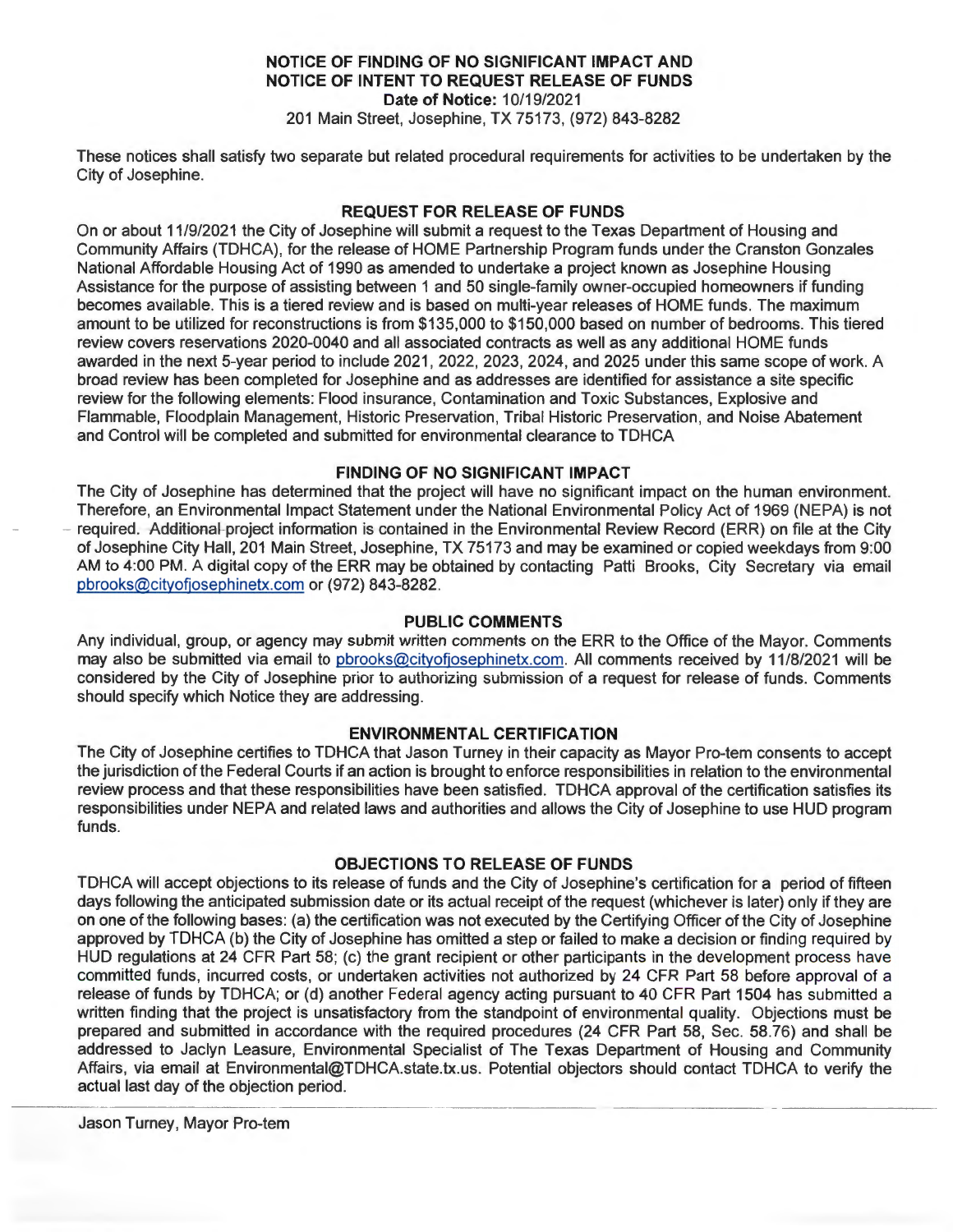# NOTICE OF FINDING OF NO SIGNIFICANT IMPACT AND NOTICE OF INTENT TO REQUEST RELEASE OF FUNDS

**Date of Notice:** 10/19/2021

201 Main Street, Josephine, TX 75173, (972) 843-8282

These notices shall satisfy two separate but related procedural requirements for activities to be undertaken by the City of Josephine.

## REQUEST FOR RELEASE OF FUNDS

On or about 11/9/2021 the City of Josephine will submit a request to the Texas Department of Housing and Community Affairs (TDHCA), for the release of HOME Partnership Program funds under the Cranston Gonzales National Affordable Housing Act of 1990 as amended to undertake a project known as Josephine Housing Assistance for the purpose of assisting between 1 and 50 single-family owner-occupied homeowners if funding becomes available. This is a tiered review and is based on multi-year releases of HOME funds. The maximum amount to be utilized for reconstructions is from $135,000 to $150,000 based on number of bedrooms. This tiered review covers reservations 2020-0040 and all associated contracts as well as any additional HOME funds awarded in the next 5-year period to include 2021, 2022, 2023, 2024, and 2025 under this same scope of work. A broad review has been completed for Josephine and as addresses are identified for assistance a site specific review for the following elements: Flood insurance, Contamination and Toxic Substances, Explosive and Flammable, Floodplain Management, Historic Preservation, Tribal Historic Preservation, and Noise Abatement and Control will be completed and submitted for environmental clearance to TDHCA

## FINDING OF NO SIGNIFICANT IMPACT

The City of Josephine has determined that the project will have no significant impact on the human environment. Therefore, an Environmental Impact Statement under the National Environmental Policy Act of 1969 (NEPA) is not required. Additional project information is contained in the Environmental Review Record (ERR) on file at the City of Josephine City Hall, 201 Main Street, Josephine, TX 75173 and may be examined or copied weekdays from 9:00 AM to 4:00 PM. A digital copy of the ERR may be obtained by contacting Patti Brooks, City Secretary via email pbrooks@cityofjosephinetx.com or (972) 843-8282.

## PUBLIC COMMENTS

Any individual, group, or agency may submit written comments on the ERR to the Office of the Mayor. Comments may also be submitted via email to pbrooks@cityofjosephinetx.com. All comments received by 11/8/2021 will be considered by the City of Josephine prior to authorizing submission of a request for release of funds. Comments should specify which Notice they are addressing.

## ENVIRONMENTAL CERTIFICATION

The City of Josephine certifies to TDHCA that Jason Turney in their capacity as Mayor Pro-tem consents to accept the jurisdiction of the Federal Courts if an action is brought to enforce responsibilities in relation to the environmental review process and that these responsibilities have been satisfied. TDHCA approval of the certification satisfies its responsibilities under NEPA and related laws and authorities and allows the City of Josephine to use HUD program funds.

## OBJECTIONS TO RELEASE OF FUNDS

TDHCA will accept objections to its release of funds and the City of Josephine's certification for a period of fifteen days following the anticipated submission date or its actual receipt of the request (whichever is later) only if they are on one of the following bases: (a) the certification was not executed by the Certifying Officer of the City of Josephine approved by TDHCA (b) the City of Josephine has omitted a step or failed to make a decision or finding required by HUD regulations at 24 CFR Part 58; (c) the grant recipient or other participants in the development process have committed funds, incurred costs, or undertaken activities not authorized by 24 CFR Part 58 before approval of a release of funds by TDHCA; or (d) another Federal agency acting pursuant to 40 CFR Part 1504 has submitted a written finding that the project is unsatisfactory from the standpoint of environmental quality. Objections must be prepared and submitted in accordance with the required procedures (24 CFR Part 58, Sec. 58.76) and shall be addressed to Jaclyn Leasure, Environmental Specialist of The Texas Department of Housing and Community Affairs, via email at Environmental@TDHCA.state.tx.us. Potential objectors should contact TDHCA to verify the actual last day of the objection period.

Jason Turney, Mayor Pro-tem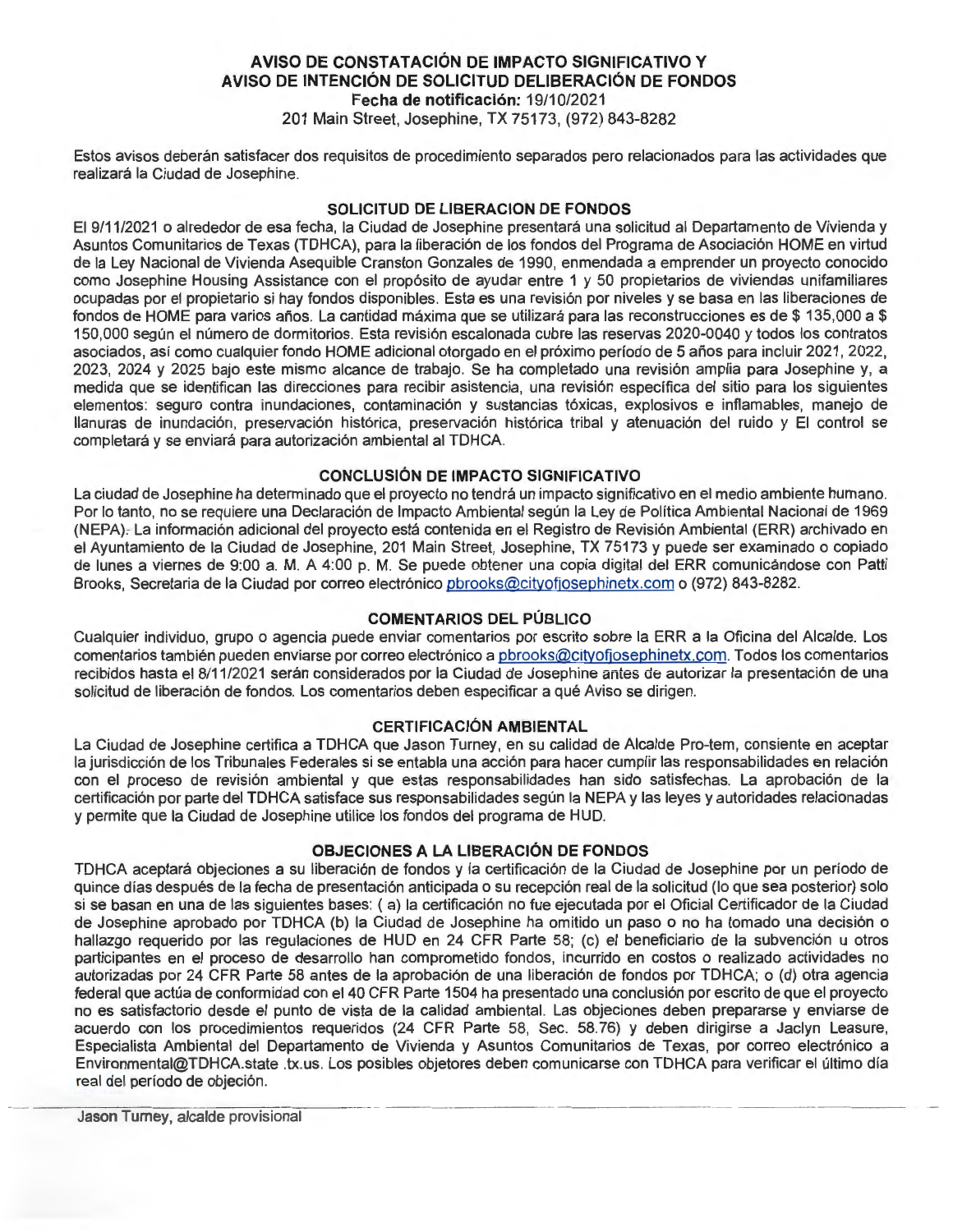**AVISO DE CONSTATACIÓN DE IMPACTO SIGNIFICATIVO Y**
**AVISO DE INTENCIÓN DE SOLICITUD DELIBERACIÓN DE FONDOS**
**Fecha de notificación:** 19/10/2021
201 Main Street, Josephine, TX 75173, (972) 843-8282

Estos avisos deberán satisfacer dos requisitos de procedimiento separados pero relacionados para las actividades que realizará la Ciudad de Josephine.

## SOLICITUD DE LIBERACION DE FONDOS

El 9/11/2021 o alrededor de esa fecha, la Ciudad de Josephine presentará una solicitud al Departamento de Vivienda y Asuntos Comunitarios de Texas (TDHCA), para la liberación de los fondos del Programa de Asociación HOME en virtud de la Ley Nacional de Vivienda Asequible Cranston Gonzales de 1990, enmendada a emprender un proyecto conocido como Josephine Housing Assistance con el propósito de ayudar entre 1 y 50 propietarios de viviendas unifamiliares ocupadas por el propietario si hay fondos disponibles. Esta es una revisión por niveles y se basa en las liberaciones de fondos de HOME para varios años. La cantidad máxima que se utilizará para las reconstrucciones es de $ 135,000 a $ 150,000 según el número de dormitorios. Esta revisión escalonada cubre las reservas 2020-0040 y todos los contratos asociados, así como cualquier fondo HOME adicional otorgado en el próximo período de 5 años para incluir 2021, 2022, 2023, 2024 y 2025 bajo este mismo alcance de trabajo. Se ha completado una revisión amplia para Josephine y, a medida que se identifican las direcciones para recibir asistencia, una revisión específica del sitio para los siguientes elementos: seguro contra inundaciones, contaminación y sustancias tóxicas, explosivos e inflamables, manejo de llanuras de inundación, preservación histórica, preservación histórica tribal y atenuación del ruido y El control se completará y se enviará para autorización ambiental al TDHCA.

## CONCLUSIÓN DE IMPACTO SIGNIFICATIVO

La ciudad de Josephine ha determinado que el proyecto no tendrá un impacto significativo en el medio ambiente humano. Por lo tanto, no se requiere una Declaración de Impacto Ambiental según la Ley de Política Ambiental Nacional de 1969 (NEPA). La información adicional del proyecto está contenida en el Registro de Revisión Ambiental (ERR) archivado en el Ayuntamiento de la Ciudad de Josephine, 201 Main Street, Josephine, TX 75173 y puede ser examinado o copiado de lunes a viernes de 9:00 a. M. A 4:00 p. M. Se puede obtener una copia digital del ERR comunicándose con Patti Brooks, Secretaria de la Ciudad por correo electrónico pbrooks@cityofjosephinetx.com o (972) 843-8282.

## COMENTARIOS DEL PÚBLICO

Cualquier individuo, grupo o agencia puede enviar comentarios por escrito sobre la ERR a la Oficina del Alcalde. Los comentarios también pueden enviarse por correo electrónico a pbrooks@cityofjosephinetx.com. Todos los comentarios recibidos hasta el 8/11/2021 serán considerados por la Ciudad de Josephine antes de autorizar la presentación de una solicitud de liberación de fondos. Los comentarios deben especificar a qué Aviso se dirigen.

## CERTIFICACIÓN AMBIENTAL

La Ciudad de Josephine certifica a TDHCA que Jason Turney, en su calidad de Alcalde Pro-tem, consiente en aceptar la jurisdicción de los Tribunales Federales si se entabla una acción para hacer cumplir las responsabilidades en relación con el proceso de revisión ambiental y que estas responsabilidades han sido satisfechas. La aprobación de la certificación por parte del TDHCA satisface sus responsabilidades según la NEPA y las leyes y autoridades relacionadas y permite que la Ciudad de Josephine utilice los fondos del programa de HUD.

## OBJECIONES A LA LIBERACIÓN DE FONDOS

TDHCA aceptará objeciones a su liberación de fondos y la certificación de la Ciudad de Josephine por un período de quince días después de la fecha de presentación anticipada o su recepción real de la solicitud (lo que sea posterior) solo si se basan en una de las siguientes bases: ( a) la certificación no fue ejecutada por el Oficial Certificador de la Ciudad de Josephine aprobado por TDHCA (b) la Ciudad de Josephine ha omitido un paso o no ha tomado una decisión o hallazgo requerido por las regulaciones de HUD en 24 CFR Parte 58; (c) el beneficiario de la subvención u otros participantes en el proceso de desarrollo han comprometido fondos, incurrido en costos o realizado actividades no autorizadas por 24 CFR Parte 58 antes de la aprobación de una liberación de fondos por TDHCA; o (d) otra agencia federal que actúa de conformidad con el 40 CFR Parte 1504 ha presentado una conclusión por escrito de que el proyecto no es satisfactorio desde el punto de vista de la calidad ambiental. Las objeciones deben prepararse y enviarse de acuerdo con los procedimientos requeridos (24 CFR Parte 58, Sec. 58.76) y deben dirigirse a Jaclyn Leasure, Especialista Ambiental del Departamento de Vivienda y Asuntos Comunitarios de Texas, por correo electrónico a Environmental@TDHCA.state .tx.us. Los posibles objetores deben comunicarse con TDHCA para verificar el último día real del período de objeción.

Jason Turney, alcalde provisional